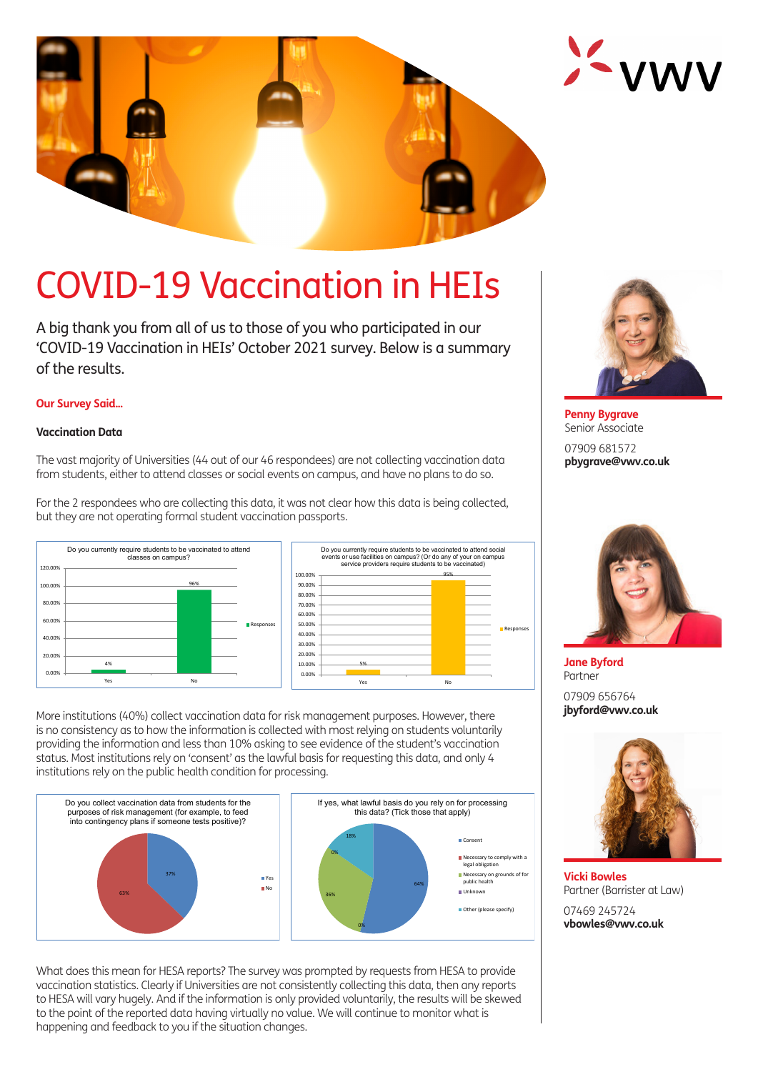# COVID-19 Vaccination in HEIs

A big thank you from all of us to those of you who participated in our 'COVID-19 Vaccination in HEIs' October 2021 survey. Below is a summary of the results.

**Our Survey Said...**

**Vaccination Data**

The vast majority of Universities (44 out of our 46 respondees) are not collecting vaccination data from students, either to attend classes or social events on campus, and have no plans to do so.

For the 2 respondees who are collecting this data, it was not clear how this data is being collected, but they are not operating formal student vaccination passports.

Do you currently require students to be vaccinated to attend classes on campus?

| | Responses |
|---|---|
| Yes | 4% |
| No | 96% |

Do you currently require students to be vaccinated to attend social events or use facilities on campus? (Or do any of your on campus service providers require students to be vaccinated)

| | Responses |
|---|---|
| Yes | 5% |
| No | 95% |

More institutions (40%) collect vaccination data for risk management purposes. However, there is no consistency as to how the information is collected with most relying on students voluntarily providing the information and less than 10% asking to see evidence of the student's vaccination status. Most institutions rely on 'consent' as the lawful basis for requesting this data, and only 4 institutions rely on the public health condition for processing.

Do you collect vaccination data from students for the purposes of risk management (for example, to feed into contingency plans if someone tests positive)?

| | |
|---|---|
| Yes | 37% |
| No | 63% |

If yes, what lawful basis do you rely on for processing this data? (Tick those that apply)

| | |
|---|---|
| Consent | 64% |
| Necessary to comply with a legal obligation | 0% |
| Necessary on grounds of for public health | 36% |
| Unknown | 0% |
| Other (please specify) | 18% |

What does this mean for HESA reports? The survey was prompted by requests from HESA to provide vaccination statistics. Clearly if Universities are not consistently collecting this data, then any reports to HESA will vary hugely. And if the information is only provided voluntarily, the results will be skewed to the point of the reported data having virtually no value. We will continue to monitor what is happening and feedback to you if the situation changes.

**Penny Bygrave**
Senior Associate
07909 681572
**pbygrave@vwv.co.uk**

**Jane Byford**
Partner
07909 656764
**jbyford@vwv.co.uk**

**Vicki Bowles**
Partner (Barrister at Law)
07469 245724
**vbowles@vwv.co.uk**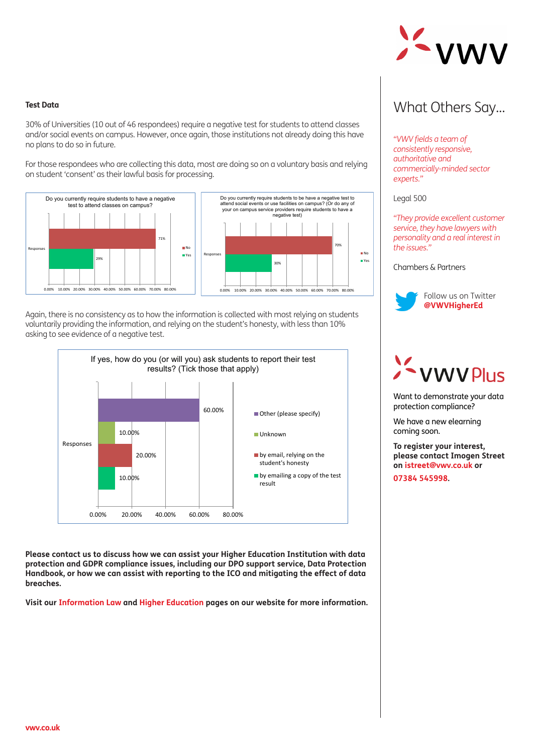**Test Data**

30% of Universities (10 out of 46 respondees) require a negative test for students to attend classes and/or social events on campus. However, once again, those institutions not already doing this have no plans to do so in future.

For those respondees who are collecting this data, most are doing so on a voluntary basis and relying on student 'consent' as their lawful basis for processing.

Do you currently require students to have a negative test to attend classes on campus?

Responses

71%

29%

No

Yes

0.00% 10.00% 20.00% 30.00% 40.00% 50.00% 60.00% 70.00% 80.00%

Do you currently require students to be have a negative test to attend social events or use facilities on campus? (Or do any of your on campus service providers require students to have a negative test)

Responses

70%

30%

No

Yes

0.00% 10.00% 20.00% 30.00% 40.00% 50.00% 60.00% 70.00% 80.00%

Again, there is no consistency as to how the information is collected with most relying on students voluntarily providing the information, and relying on the student's honesty, with less than 10% asking to see evidence of a negative test.

If yes, how do you (or will you) ask students to report their test results? (Tick those that apply)

Responses

60.00%

10.00%

20.00%

10.00%

Other (please specify)

Unknown

by email, relying on the student's honesty

by emailing a copy of the test result

0.00% 20.00% 40.00% 60.00% 80.00%

**Please contact us to discuss how we can assist your Higher Education Institution with data protection and GDPR compliance issues, including our DPO support service, Data Protection Handbook, or how we can assist with reporting to the ICO and mitigating the effect of data breaches.**

**Visit our Information Law and Higher Education pages on our website for more information.**

## What Others Say...

*"VWV fields a team of consistently responsive, authoritative and commercially-minded sector experts."*

Legal 500

*"They provide excellent customer service, they have lawyers with personality and a real interest in the issues."*

Chambers & Partners

Follow us on Twitter **@VWVHigherEd**

VWV Plus

Want to demonstrate your data protection compliance?

We have a new elearning coming soon.

**To register your interest, please contact Imogen Street on istreet@vwv.co.uk or 07384 545998.**

vwv.co.uk